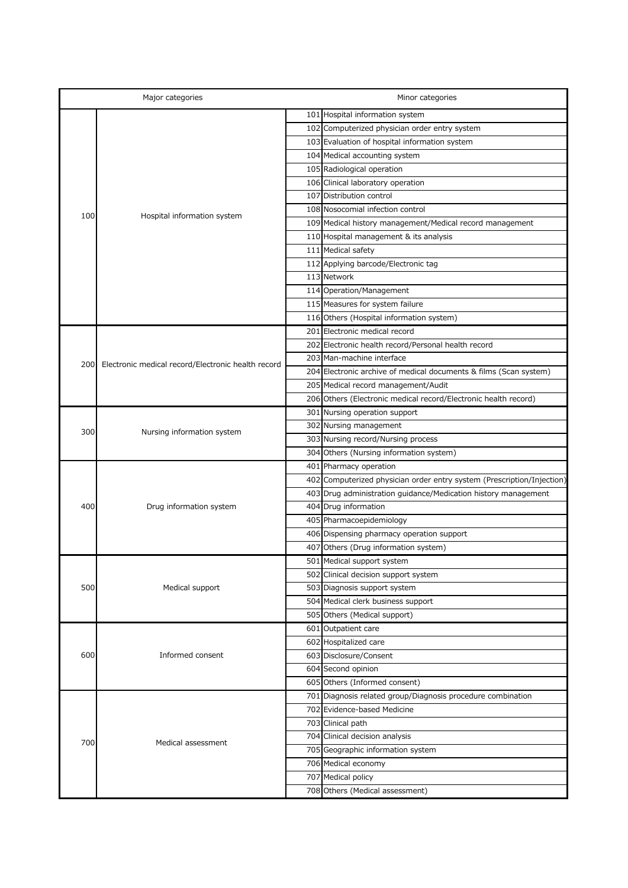| Major categories | | Minor categories | |
|---|---|---|---|
| 100 | Hospital information system | 101 | Hospital information system |
| | | 102 | Computerized physician order entry system |
| | | 103 | Evaluation of hospital information system |
| | | 104 | Medical accounting system |
| | | 105 | Radiological operation |
| | | 106 | Clinical laboratory operation |
| | | 107 | Distribution control |
| | | 108 | Nosocomial infection control |
| | | 109 | Medical history management/Medical record management |
| | | 110 | Hospital management & its analysis |
| | | 111 | Medical safety |
| | | 112 | Applying barcode/Electronic tag |
| | | 113 | Network |
| | | 114 | Operation/Management |
| | | 115 | Measures for system failure |
| | | 116 | Others (Hospital information system) |
| 200 | Electronic medical record/Electronic health record | 201 | Electronic medical record |
| | | 202 | Electronic health record/Personal health record |
| | | 203 | Man-machine interface |
| | | 204 | Electronic archive of medical documents & films (Scan system) |
| | | 205 | Medical record management/Audit |
| | | 206 | Others (Electronic medical record/Electronic health record) |
| 300 | Nursing information system | 301 | Nursing operation support |
| | | 302 | Nursing management |
| | | 303 | Nursing record/Nursing process |
| | | 304 | Others (Nursing information system) |
| 400 | Drug information system | 401 | Pharmacy operation |
| | | 402 | Computerized physician order entry system (Prescription/Injection) |
| | | 403 | Drug administration guidance/Medication history management |
| | | 404 | Drug information |
| | | 405 | Pharmacoepidemiology |
| | | 406 | Dispensing pharmacy operation support |
| | | 407 | Others (Drug information system) |
| 500 | Medical support | 501 | Medical support system |
| | | 502 | Clinical decision support system |
| | | 503 | Diagnosis support system |
| | | 504 | Medical clerk business support |
| | | 505 | Others (Medical support) |
| 600 | Informed consent | 601 | Outpatient care |
| | | 602 | Hospitalized care |
| | | 603 | Disclosure/Consent |
| | | 604 | Second opinion |
| | | 605 | Others (Informed consent) |
| 700 | Medical assessment | 701 | Diagnosis related group/Diagnosis procedure combination |
| | | 702 | Evidence-based Medicine |
| | | 703 | Clinical path |
| | | 704 | Clinical decision analysis |
| | | 705 | Geographic information system |
| | | 706 | Medical economy |
| | | 707 | Medical policy |
| | | 708 | Others (Medical assessment) |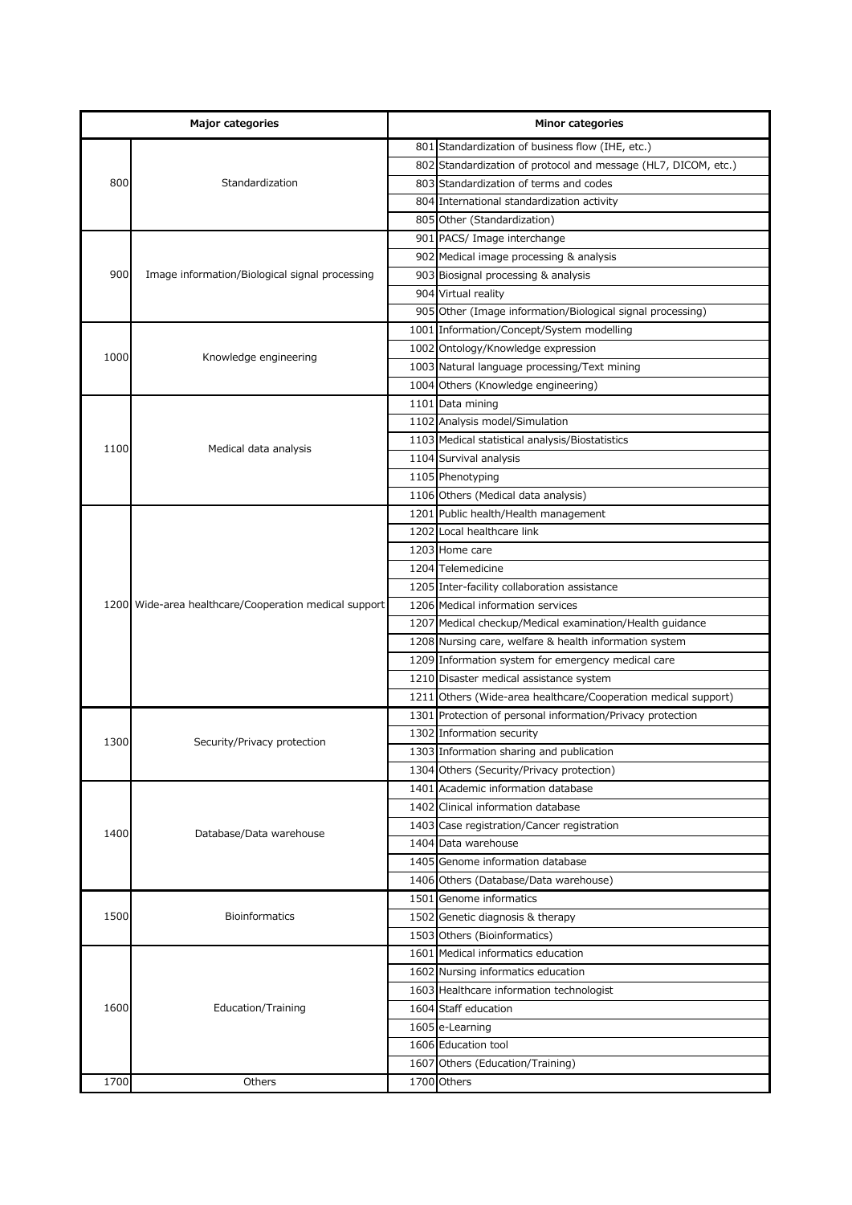| Major categories | | Minor categories | |
|---|---|---|---|
| 800 | Standardization | 801 | Standardization of business flow (IHE, etc.) |
| | | 802 | Standardization of protocol and message (HL7, DICOM, etc.) |
| | | 803 | Standardization of terms and codes |
| | | 804 | International standardization activity |
| | | 805 | Other (Standardization) |
| 900 | Image information/Biological signal processing | 901 | PACS/ Image interchange |
| | | 902 | Medical image processing & analysis |
| | | 903 | Biosignal processing & analysis |
| | | 904 | Virtual reality |
| | | 905 | Other (Image information/Biological signal processing) |
| 1000 | Knowledge engineering | 1001 | Information/Concept/System modelling |
| | | 1002 | Ontology/Knowledge expression |
| | | 1003 | Natural language processing/Text mining |
| | | 1004 | Others (Knowledge engineering) |
| 1100 | Medical data analysis | 1101 | Data mining |
| | | 1102 | Analysis model/Simulation |
| | | 1103 | Medical statistical analysis/Biostatistics |
| | | 1104 | Survival analysis |
| | | 1105 | Phenotyping |
| | | 1106 | Others (Medical data analysis) |
| 1200 | Wide-area healthcare/Cooperation medical support | 1201 | Public health/Health management |
| | | 1202 | Local healthcare link |
| | | 1203 | Home care |
| | | 1204 | Telemedicine |
| | | 1205 | Inter-facility collaboration assistance |
| | | 1206 | Medical information services |
| | | 1207 | Medical checkup/Medical examination/Health guidance |
| | | 1208 | Nursing care, welfare & health information system |
| | | 1209 | Information system for emergency medical care |
| | | 1210 | Disaster medical assistance system |
| | | 1211 | Others (Wide-area healthcare/Cooperation medical support) |
| 1300 | Security/Privacy protection | 1301 | Protection of personal information/Privacy protection |
| | | 1302 | Information security |
| | | 1303 | Information sharing and publication |
| | | 1304 | Others (Security/Privacy protection) |
| 1400 | Database/Data warehouse | 1401 | Academic information database |
| | | 1402 | Clinical information database |
| | | 1403 | Case registration/Cancer registration |
| | | 1404 | Data warehouse |
| | | 1405 | Genome information database |
| | | 1406 | Others (Database/Data warehouse) |
| 1500 | Bioinformatics | 1501 | Genome informatics |
| | | 1502 | Genetic diagnosis & therapy |
| | | 1503 | Others (Bioinformatics) |
| 1600 | Education/Training | 1601 | Medical informatics education |
| | | 1602 | Nursing informatics education |
| | | 1603 | Healthcare information technologist |
| | | 1604 | Staff education |
| | | 1605 | e-Learning |
| | | 1606 | Education tool |
| | | 1607 | Others (Education/Training) |
| 1700 | Others | 1700 | Others |